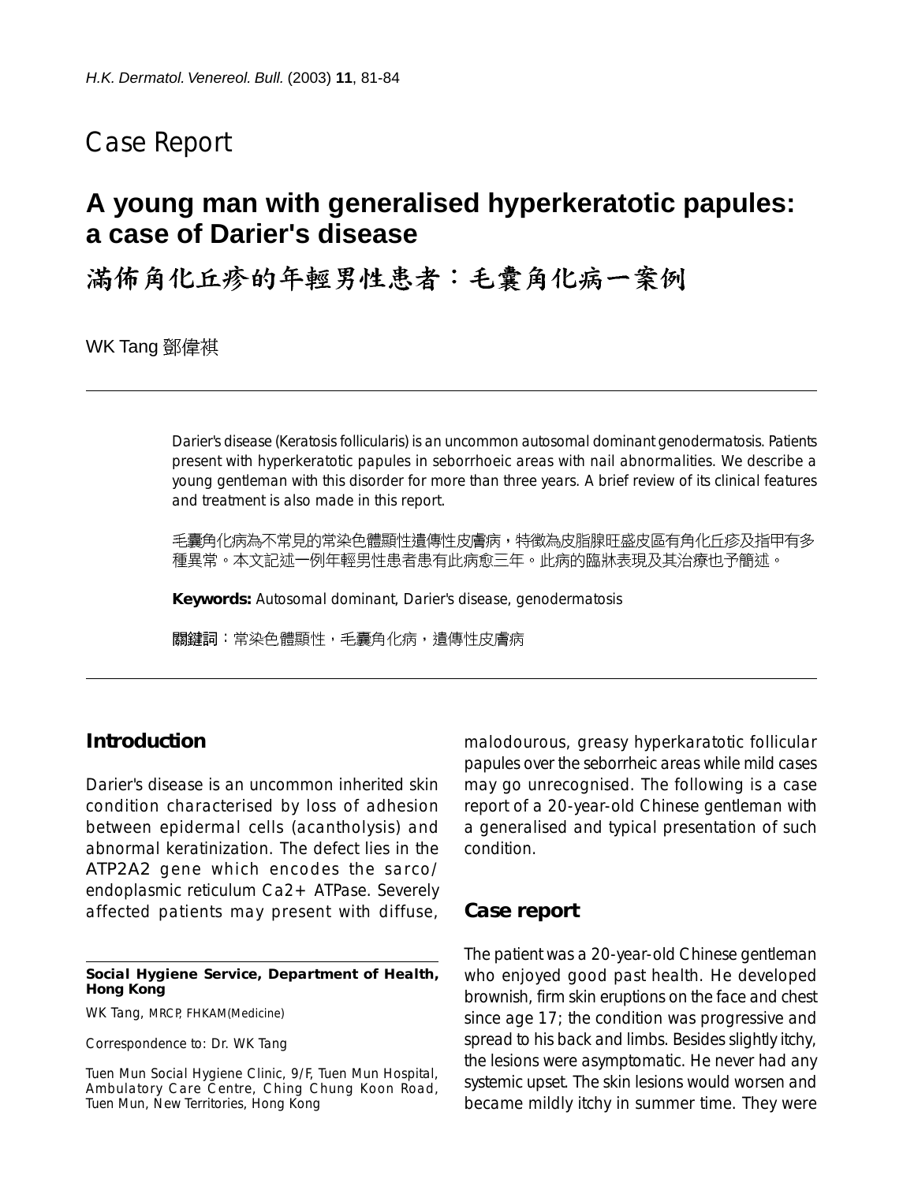## Case Report

# A young man with generalised hyperkeratotic papules: a case of Darier's disease

# 滿佈角化丘疹的年輕男性患者：毛囊角化病一案例

WK Tang 鄧偉祺

Darier's disease (Keratosis follicularis) is an uncommon autosomal dominant genodermatosis. Patients present with hyperkeratotic papules in seborrhoeic areas with nail abnormalities. We describe a young gentleman with this disorder for more than three years. A brief review of its clinical features and treatment is also made in this report.

毛囊角化病為不常見的常染色體顯性遺傳性皮膚病，特徵為皮脂腺旺盛皮區有角化丘疹及指甲有多種異常。本文記述一例年輕男性患者患有此病愈三年。此病的臨牀表現及其治療也予簡述。

**Keywords:** Autosomal dominant, Darier's disease, genodermatosis

**關鍵詞**：常染色體顯性，毛囊角化病，遺傳性皮膚病

## Introduction

Darier's disease is an uncommon inherited skin condition characterised by loss of adhesion between epidermal cells (acantholysis) and abnormal keratinization. The defect lies in the ATP2A2 gene which encodes the sarco/endoplasmic reticulum Ca2+ ATPase. Severely affected patients may present with diffuse, malodourous, greasy hyperkaratotic follicular papules over the seborrheic areas while mild cases may go unrecognised. The following is a case report of a 20-year-old Chinese gentleman with a generalised and typical presentation of such condition.

## Case report

The patient was a 20-year-old Chinese gentleman who enjoyed good past health. He developed brownish, firm skin eruptions on the face and chest since age 17; the condition was progressive and spread to his back and limbs. Besides slightly itchy, the lesions were asymptomatic. He never had any systemic upset. The skin lesions would worsen and became mildly itchy in summer time. They were

**Social Hygiene Service, Department of Health, Hong Kong**

WK Tang, MRCP, FHKAM(Medicine)

Correspondence to: Dr. WK Tang

Tuen Mun Social Hygiene Clinic, 9/F, Tuen Mun Hospital, Ambulatory Care Centre, Ching Chung Koon Road, Tuen Mun, New Territories, Hong Kong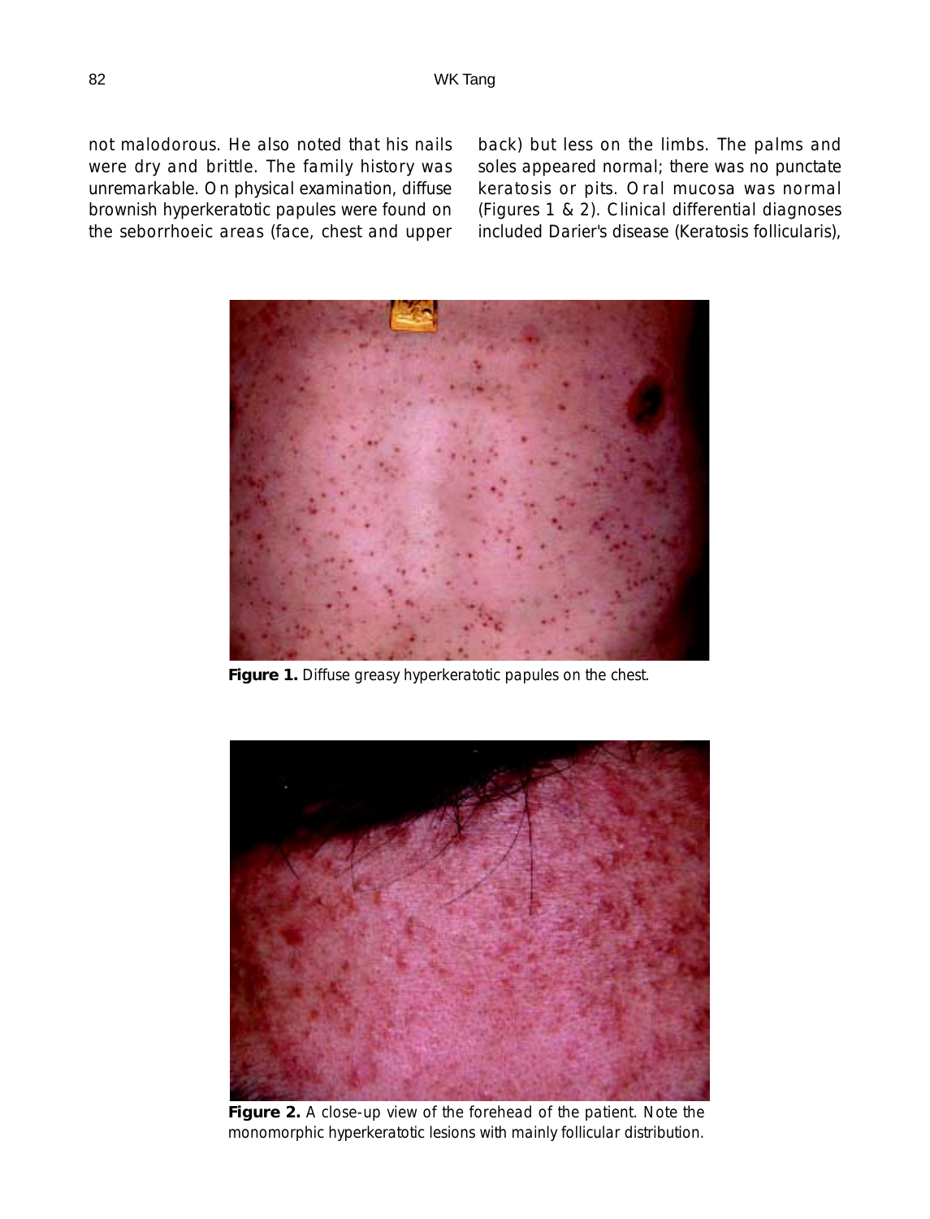not malodorous. He also noted that his nails were dry and brittle. The family history was unremarkable. On physical examination, diffuse brownish hyperkeratotic papules were found on the seborrhoeic areas (face, chest and upper back) but less on the limbs. The palms and soles appeared normal; there was no punctate keratosis or pits. Oral mucosa was normal (Figures 1 & 2). Clinical differential diagnoses included Darier's disease (Keratosis follicularis),

**Figure 1.** Diffuse greasy hyperkeratotic papules on the chest.

**Figure 2.** A close-up view of the forehead of the patient. Note the monomorphic hyperkeratotic lesions with mainly follicular distribution.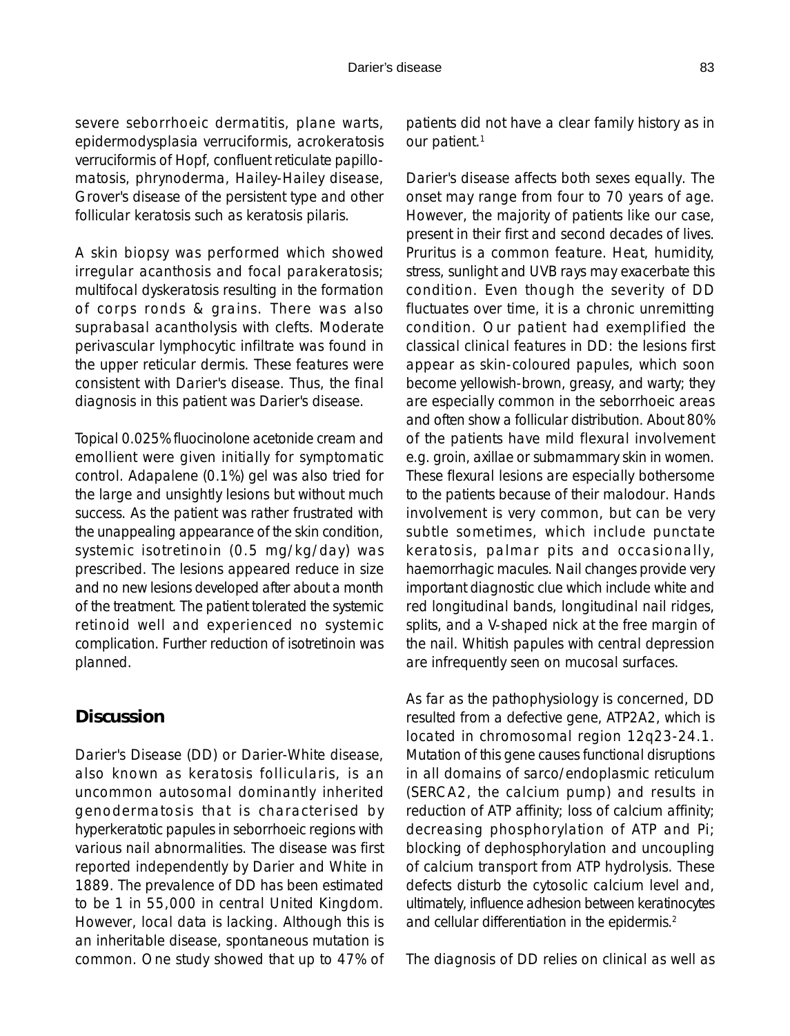severe seborrhoeic dermatitis, plane warts, epidermodysplasia verruciformis, acrokeratosis verruciformis of Hopf, confluent reticulate papillomatosis, phrynoderma, Hailey-Hailey disease, Grover's disease of the persistent type and other follicular keratosis such as keratosis pilaris.

A skin biopsy was performed which showed irregular acanthosis and focal parakeratosis; multifocal dyskeratosis resulting in the formation of corps ronds & grains. There was also suprabasal acantholysis with clefts. Moderate perivascular lymphocytic infiltrate was found in the upper reticular dermis. These features were consistent with Darier's disease. Thus, the final diagnosis in this patient was Darier's disease.

Topical 0.025% fluocinolone acetonide cream and emollient were given initially for symptomatic control. Adapalene (0.1%) gel was also tried for the large and unsightly lesions but without much success. As the patient was rather frustrated with the unappealing appearance of the skin condition, systemic isotretinoin (0.5 mg/kg/day) was prescribed. The lesions appeared reduce in size and no new lesions developed after about a month of the treatment. The patient tolerated the systemic retinoid well and experienced no systemic complication. Further reduction of isotretinoin was planned.

## Discussion

Darier's Disease (DD) or Darier-White disease, also known as keratosis follicularis, is an uncommon autosomal dominantly inherited genodermatosis that is characterised by hyperkeratotic papules in seborrhoeic regions with various nail abnormalities. The disease was first reported independently by Darier and White in 1889. The prevalence of DD has been estimated to be 1 in 55,000 in central United Kingdom. However, local data is lacking. Although this is an inheritable disease, spontaneous mutation is common. One study showed that up to 47% of patients did not have a clear family history as in our patient.[1]

Darier's disease affects both sexes equally. The onset may range from four to 70 years of age. However, the majority of patients like our case, present in their first and second decades of lives. Pruritus is a common feature. Heat, humidity, stress, sunlight and UVB rays may exacerbate this condition. Even though the severity of DD fluctuates over time, it is a chronic unremitting condition. Our patient had exemplified the classical clinical features in DD: the lesions first appear as skin-coloured papules, which soon become yellowish-brown, greasy, and warty; they are especially common in the seborrhoeic areas and often show a follicular distribution. About 80% of the patients have mild flexural involvement e.g. groin, axillae or submammary skin in women. These flexural lesions are especially bothersome to the patients because of their malodour. Hands involvement is very common, but can be very subtle sometimes, which include punctate keratosis, palmar pits and occasionally, haemorrhagic macules. Nail changes provide very important diagnostic clue which include white and red longitudinal bands, longitudinal nail ridges, splits, and a V-shaped nick at the free margin of the nail. Whitish papules with central depression are infrequently seen on mucosal surfaces.

As far as the pathophysiology is concerned, DD resulted from a defective gene, ATP2A2, which is located in chromosomal region 12q23-24.1. Mutation of this gene causes functional disruptions in all domains of sarco/endoplasmic reticulum (SERCA2, the calcium pump) and results in reduction of ATP affinity; loss of calcium affinity; decreasing phosphorylation of ATP and Pi; blocking of dephosphorylation and uncoupling of calcium transport from ATP hydrolysis. These defects disturb the cytosolic calcium level and, ultimately, influence adhesion between keratinocytes and cellular differentiation in the epidermis.[2]

The diagnosis of DD relies on clinical as well as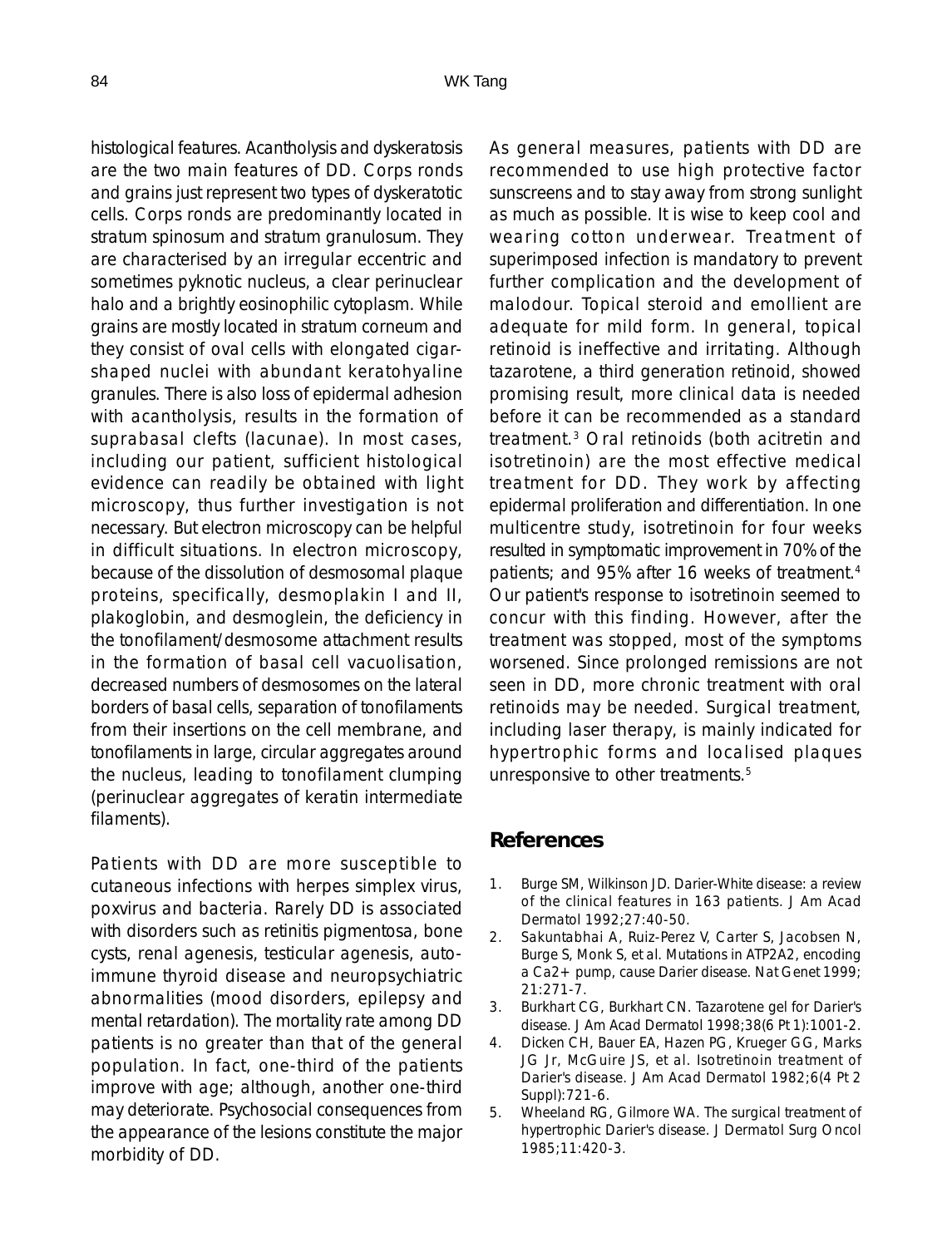histological features. Acantholysis and dyskeratosis are the two main features of DD. Corps ronds and grains just represent two types of dyskeratotic cells. Corps ronds are predominantly located in stratum spinosum and stratum granulosum. They are characterised by an irregular eccentric and sometimes pyknotic nucleus, a clear perinuclear halo and a brightly eosinophilic cytoplasm. While grains are mostly located in stratum corneum and they consist of oval cells with elongated cigar-shaped nuclei with abundant keratohyaline granules. There is also loss of epidermal adhesion with acantholysis, results in the formation of suprabasal clefts (lacunae). In most cases, including our patient, sufficient histological evidence can readily be obtained with light microscopy, thus further investigation is not necessary. But electron microscopy can be helpful in difficult situations. In electron microscopy, because of the dissolution of desmosomal plaque proteins, specifically, desmoplakin I and II, plakoglobin, and desmoglein, the deficiency in the tonofilament/desmosome attachment results in the formation of basal cell vacuolisation, decreased numbers of desmosomes on the lateral borders of basal cells, separation of tonofilaments from their insertions on the cell membrane, and tonofilaments in large, circular aggregates around the nucleus, leading to tonofilament clumping (perinuclear aggregates of keratin intermediate filaments).

Patients with DD are more susceptible to cutaneous infections with herpes simplex virus, poxvirus and bacteria. Rarely DD is associated with disorders such as retinitis pigmentosa, bone cysts, renal agenesis, testicular agenesis, auto-immune thyroid disease and neuropsychiatric abnormalities (mood disorders, epilepsy and mental retardation). The mortality rate among DD patients is no greater than that of the general population. In fact, one-third of the patients improve with age; although, another one-third may deteriorate. Psychosocial consequences from the appearance of the lesions constitute the major morbidity of DD.

As general measures, patients with DD are recommended to use high protective factor sunscreens and to stay away from strong sunlight as much as possible. It is wise to keep cool and wearing cotton underwear. Treatment of superimposed infection is mandatory to prevent further complication and the development of malodour. Topical steroid and emollient are adequate for mild form. In general, topical retinoid is ineffective and irritating. Although tazarotene, a third generation retinoid, showed promising result, more clinical data is needed before it can be recommended as a standard treatment.[3] Oral retinoids (both acitretin and isotretinoin) are the most effective medical treatment for DD. They work by affecting epidermal proliferation and differentiation. In one multicentre study, isotretinoin for four weeks resulted in symptomatic improvement in 70% of the patients; and 95% after 16 weeks of treatment.[4] Our patient's response to isotretinoin seemed to concur with this finding. However, after the treatment was stopped, most of the symptoms worsened. Since prolonged remissions are not seen in DD, more chronic treatment with oral retinoids may be needed. Surgical treatment, including laser therapy, is mainly indicated for hypertrophic forms and localised plaques unresponsive to other treatments.[5]

## References

1. Burge SM, Wilkinson JD. Darier-White disease: a review of the clinical features in 163 patients. J Am Acad Dermatol 1992;27:40-50.
2. Sakuntabhai A, Ruiz-Perez V, Carter S, Jacobsen N, Burge S, Monk S, et al. Mutations in ATP2A2, encoding a Ca2+ pump, cause Darier disease. Nat Genet 1999; 21:271-7.
3. Burkhart CG, Burkhart CN. Tazarotene gel for Darier's disease. J Am Acad Dermatol 1998;38(6 Pt 1):1001-2.
4. Dicken CH, Bauer EA, Hazen PG, Krueger GG, Marks JG Jr, McGuire JS, et al. Isotretinoin treatment of Darier's disease. J Am Acad Dermatol 1982;6(4 Pt 2 Suppl):721-6.
5. Wheeland RG, Gilmore WA. The surgical treatment of hypertrophic Darier's disease. J Dermatol Surg Oncol 1985;11:420-3.